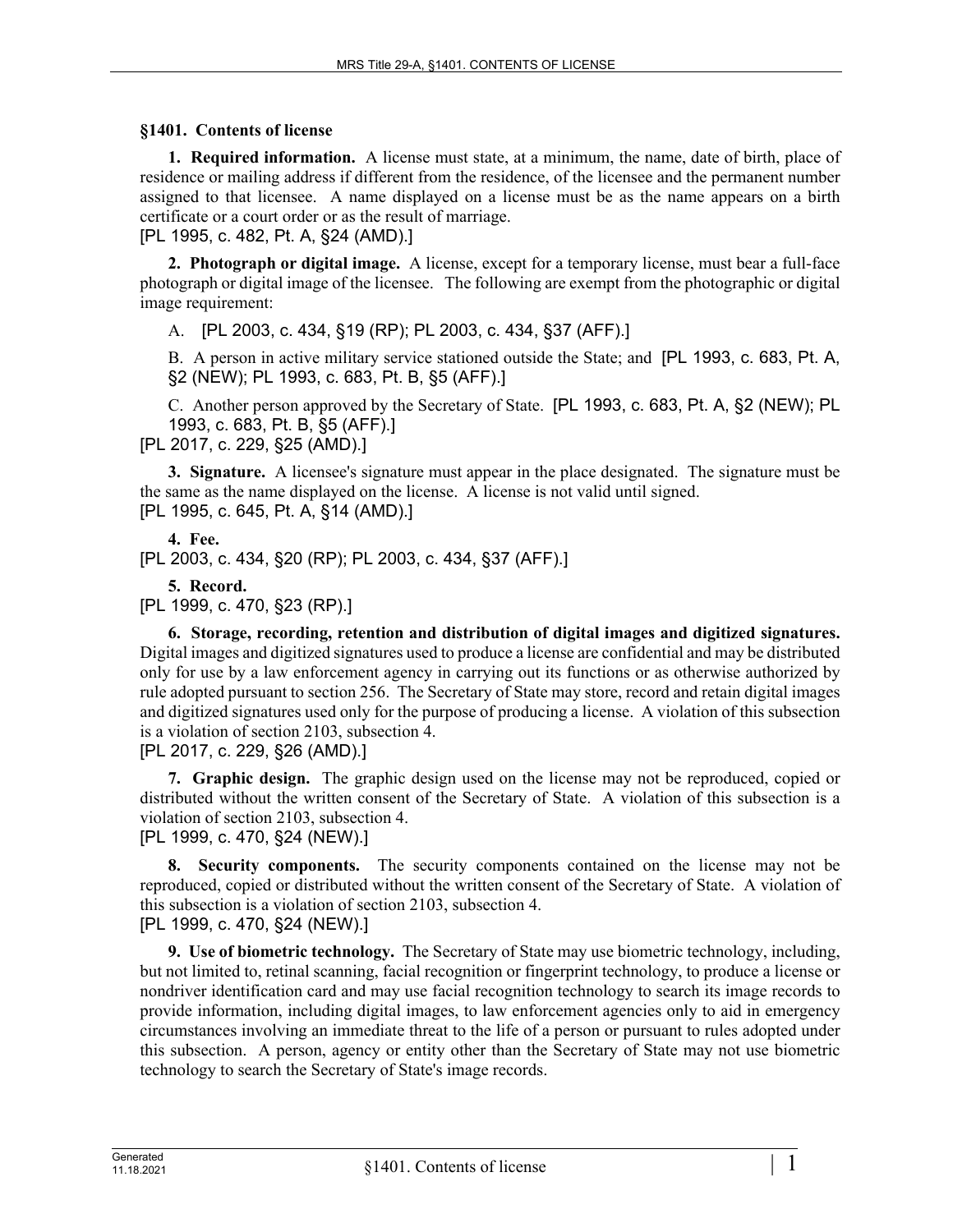### §1401. Contents of license

**1. Required information.** A license must state, at a minimum, the name, date of birth, place of residence or mailing address if different from the residence, of the licensee and the permanent number assigned to that licensee. A name displayed on a license must be as the name appears on a birth certificate or a court order or as the result of marriage.

[PL 1995, c. 482, Pt. A, §24 (AMD).]

**2. Photograph or digital image.** A license, except for a temporary license, must bear a full-face photograph or digital image of the licensee. The following are exempt from the photographic or digital image requirement:

A. [PL 2003, c. 434, §19 (RP); PL 2003, c. 434, §37 (AFF).]

B. A person in active military service stationed outside the State; and [PL 1993, c. 683, Pt. A, §2 (NEW); PL 1993, c. 683, Pt. B, §5 (AFF).]

C. Another person approved by the Secretary of State. [PL 1993, c. 683, Pt. A, §2 (NEW); PL 1993, c. 683, Pt. B, §5 (AFF).]

[PL 2017, c. 229, §25 (AMD).]

**3. Signature.** A licensee's signature must appear in the place designated. The signature must be the same as the name displayed on the license. A license is not valid until signed.

[PL 1995, c. 645, Pt. A, §14 (AMD).]

**4. Fee.**

[PL 2003, c. 434, §20 (RP); PL 2003, c. 434, §37 (AFF).]

**5. Record.**

[PL 1999, c. 470, §23 (RP).]

**6. Storage, recording, retention and distribution of digital images and digitized signatures.** Digital images and digitized signatures used to produce a license are confidential and may be distributed only for use by a law enforcement agency in carrying out its functions or as otherwise authorized by rule adopted pursuant to section 256. The Secretary of State may store, record and retain digital images and digitized signatures used only for the purpose of producing a license. A violation of this subsection is a violation of section 2103, subsection 4.

[PL 2017, c. 229, §26 (AMD).]

**7. Graphic design.** The graphic design used on the license may not be reproduced, copied or distributed without the written consent of the Secretary of State. A violation of this subsection is a violation of section 2103, subsection 4.

[PL 1999, c. 470, §24 (NEW).]

**8. Security components.** The security components contained on the license may not be reproduced, copied or distributed without the written consent of the Secretary of State. A violation of this subsection is a violation of section 2103, subsection 4.

[PL 1999, c. 470, §24 (NEW).]

**9. Use of biometric technology.** The Secretary of State may use biometric technology, including, but not limited to, retinal scanning, facial recognition or fingerprint technology, to produce a license or nondriver identification card and may use facial recognition technology to search its image records to provide information, including digital images, to law enforcement agencies only to aid in emergency circumstances involving an immediate threat to the life of a person or pursuant to rules adopted under this subsection. A person, agency or entity other than the Secretary of State may not use biometric technology to search the Secretary of State's image records.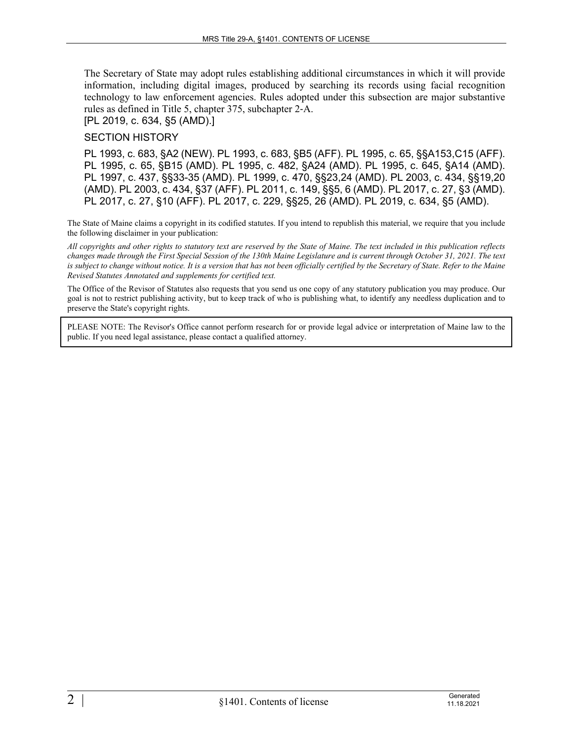The Secretary of State may adopt rules establishing additional circumstances in which it will provide information, including digital images, produced by searching its records using facial recognition technology to law enforcement agencies. Rules adopted under this subsection are major substantive rules as defined in Title 5, chapter 375, subchapter 2-A.

[PL 2019, c. 634, §5 (AMD).]

SECTION HISTORY

PL 1993, c. 683, §A2 (NEW). PL 1993, c. 683, §B5 (AFF). PL 1995, c. 65, §§A153,C15 (AFF). PL 1995, c. 65, §B15 (AMD). PL 1995, c. 482, §A24 (AMD). PL 1995, c. 645, §A14 (AMD). PL 1997, c. 437, §§33-35 (AMD). PL 1999, c. 470, §§23,24 (AMD). PL 2003, c. 434, §§19,20 (AMD). PL 2003, c. 434, §37 (AFF). PL 2011, c. 149, §§5, 6 (AMD). PL 2017, c. 27, §3 (AMD). PL 2017, c. 27, §10 (AFF). PL 2017, c. 229, §§25, 26 (AMD). PL 2019, c. 634, §5 (AMD).

The State of Maine claims a copyright in its codified statutes. If you intend to republish this material, we require that you include the following disclaimer in your publication:

*All copyrights and other rights to statutory text are reserved by the State of Maine. The text included in this publication reflects changes made through the First Special Session of the 130th Maine Legislature and is current through October 31, 2021. The text is subject to change without notice. It is a version that has not been officially certified by the Secretary of State. Refer to the Maine Revised Statutes Annotated and supplements for certified text.*

The Office of the Revisor of Statutes also requests that you send us one copy of any statutory publication you may produce. Our goal is not to restrict publishing activity, but to keep track of who is publishing what, to identify any needless duplication and to preserve the State's copyright rights.

PLEASE NOTE: The Revisor's Office cannot perform research for or provide legal advice or interpretation of Maine law to the public. If you need legal assistance, please contact a qualified attorney.